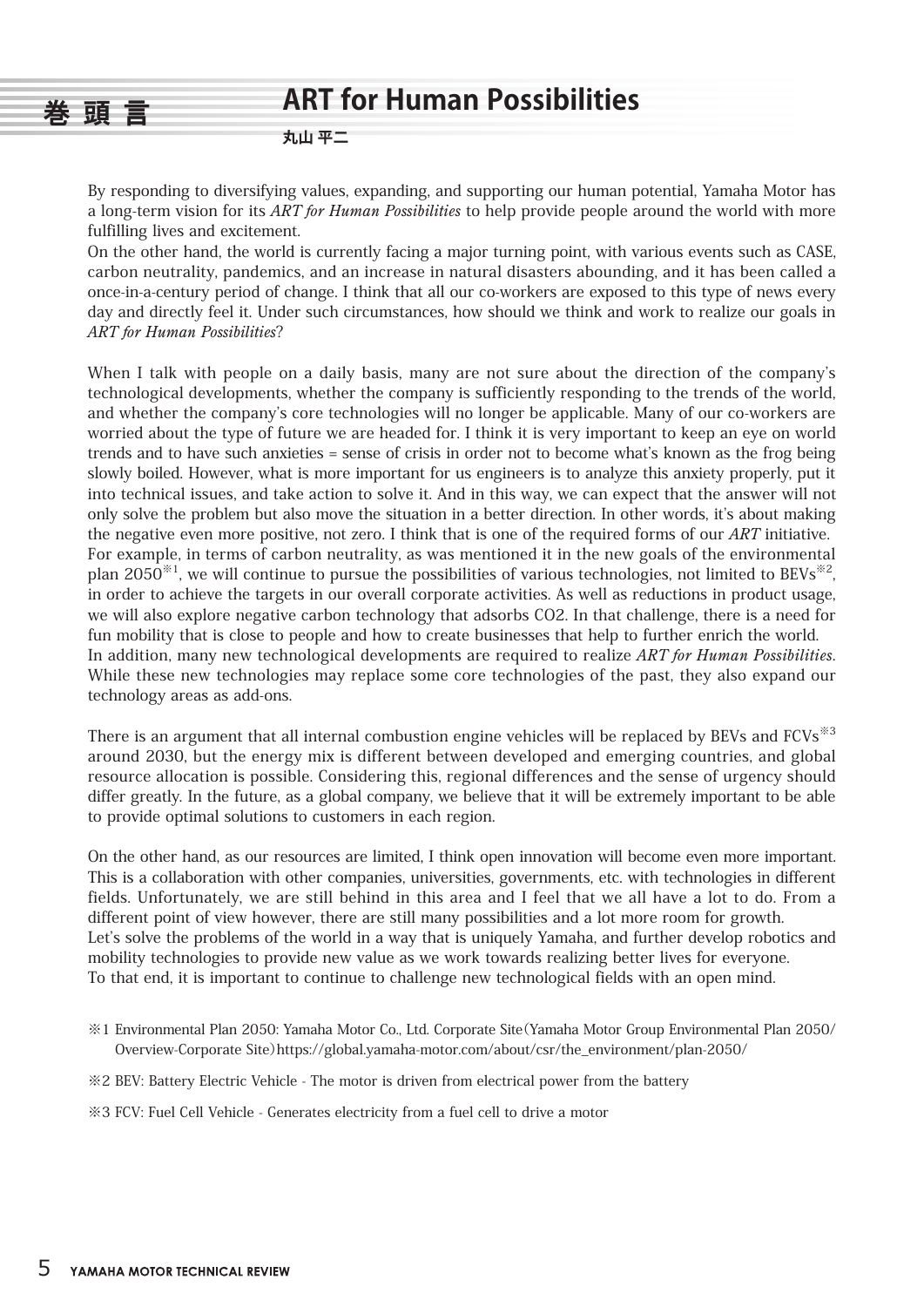巻頭言

# ART for Human Possibilities

**丸山 平二**

By responding to diversifying values, expanding, and supporting our human potential, Yamaha Motor has a long-term vision for its *ART for Human Possibilities* to help provide people around the world with more fulfilling lives and excitement.
On the other hand, the world is currently facing a major turning point, with various events such as CASE, carbon neutrality, pandemics, and an increase in natural disasters abounding, and it has been called a once-in-a-century period of change. I think that all our co-workers are exposed to this type of news every day and directly feel it. Under such circumstances, how should we think and work to realize our goals in *ART for Human Possibilities*?

When I talk with people on a daily basis, many are not sure about the direction of the company's technological developments, whether the company is sufficiently responding to the trends of the world, and whether the company's core technologies will no longer be applicable. Many of our co-workers are worried about the type of future we are headed for. I think it is very important to keep an eye on world trends and to have such anxieties = sense of crisis in order not to become what's known as the frog being slowly boiled. However, what is more important for us engineers is to analyze this anxiety properly, put it into technical issues, and take action to solve it. And in this way, we can expect that the answer will not only solve the problem but also move the situation in a better direction. In other words, it's about making the negative even more positive, not zero. I think that is one of the required forms of our *ART* initiative.
For example, in terms of carbon neutrality, as was mentioned it in the new goals of the environmental plan 2050[※1], we will continue to pursue the possibilities of various technologies, not limited to BEVs[※2], in order to achieve the targets in our overall corporate activities. As well as reductions in product usage, we will also explore negative carbon technology that adsorbs $CO_2$. In that challenge, there is a need for fun mobility that is close to people and how to create businesses that help to further enrich the world.
In addition, many new technological developments are required to realize *ART for Human Possibilities*. While these new technologies may replace some core technologies of the past, they also expand our technology areas as add-ons.

There is an argument that all internal combustion engine vehicles will be replaced by BEVs and FCVs[※3] around 2030, but the energy mix is different between developed and emerging countries, and global resource allocation is possible. Considering this, regional differences and the sense of urgency should differ greatly. In the future, as a global company, we believe that it will be extremely important to be able to provide optimal solutions to customers in each region.

On the other hand, as our resources are limited, I think open innovation will become even more important. This is a collaboration with other companies, universities, governments, etc. with technologies in different fields. Unfortunately, we are still behind in this area and I feel that we all have a lot to do. From a different point of view however, there are still many possibilities and a lot more room for growth.
Let's solve the problems of the world in a way that is uniquely Yamaha, and further develop robotics and mobility technologies to provide new value as we work towards realizing better lives for everyone.
To that end, it is important to continue to challenge new technological fields with an open mind.

※1 Environmental Plan 2050: Yamaha Motor Co., Ltd. Corporate Site(Yamaha Motor Group Environmental Plan 2050/Overview-Corporate Site)https://global.yamaha-motor.com/about/csr/the_environment/plan-2050/

※2 BEV: Battery Electric Vehicle - The motor is driven from electrical power from the battery

※3 FCV: Fuel Cell Vehicle - Generates electricity from a fuel cell to drive a motor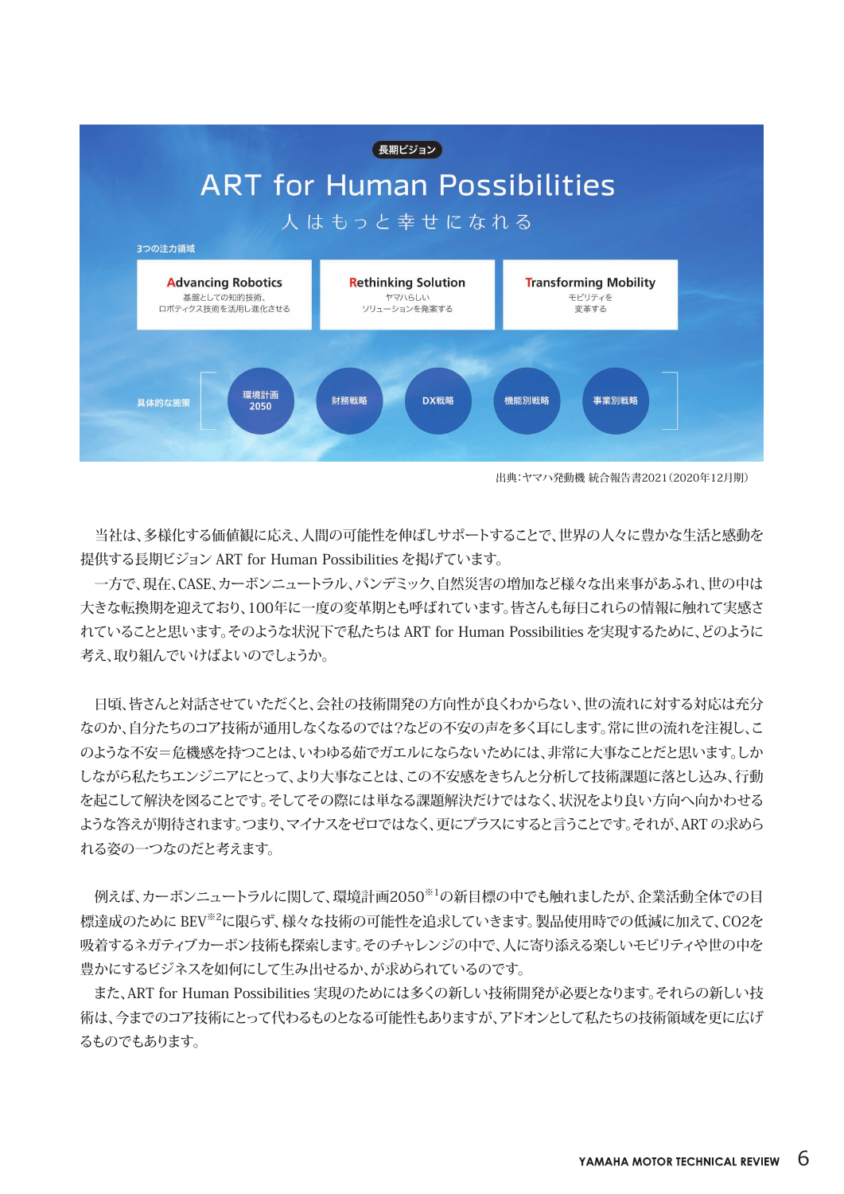長期ビジョン

# ART for Human Possibilities

人はもっと幸せになれる

3つの注力領域

**Advancing Robotics**
基盤としての知的技術、
ロボティクス技術を活用し進化させる

**Rethinking Solution**
ヤマハらしい
ソリューションを発案する

**Transforming Mobility**
モビリティを
変革する

具体的な施策

環境計画2050　財務戦略　DX戦略　機能別戦略　事業別戦略

出典：ヤマハ発動機 統合報告書2021（2020年12月期）

当社は、多様化する価値観に応え、人間の可能性を伸ばしサポートすることで、世界の人々に豊かな生活と感動を提供する長期ビジョン ART for Human Possibilities を掲げています。

一方で、現在、CASE、カーボンニュートラル、パンデミック、自然災害の増加など様々な出来事があふれ、世の中は大きな転換期を迎えており、100年に一度の変革期とも呼ばれています。皆さんも毎日これらの情報に触れて実感されていることと思います。そのような状況下で私たちは ART for Human Possibilities を実現するために、どのように考え、取り組んでいけばよいのでしょうか。

日頃、皆さんと対話させていただくと、会社の技術開発の方向性が良くわからない、世の流れに対する対応は充分なのか、自分たちのコア技術が通用しなくなるのでは?などの不安の声を多く耳にします。常に世の流れを注視し、このような不安＝危機感を持つことは、いわゆる茹でガエルにならないためには、非常に大事なことだと思います。しかしながら私たちエンジニアにとって、より大事なことは、この不安感をきちんと分析して技術課題に落とし込み、行動を起こして解決を図ることです。そしてその際には単なる課題解決だけではなく、状況をより良い方向へ向かわせるような答えが期待されます。つまり、マイナスをゼロではなく、更にプラスにすると言うことです。それが、ART の求められる姿の一つなのだと考えます。

例えば、カーボンニュートラルに関して、環境計画2050[※1]の新目標の中でも触れましたが、企業活動全体での目標達成のために BEV[※2]に限らず、様々な技術の可能性を追求していきます。製品使用時での低減に加えて、$CO_2$を吸着するネガティブカーボン技術も探索します。そのチャレンジの中で、人に寄り添える楽しいモビリティや世の中を豊かにするビジネスを如何にして生み出せるか、が求められているのです。

また、ART for Human Possibilities 実現のためには多くの新しい技術開発が必要となります。それらの新しい技術は、今までのコア技術にとって代わるものとなる可能性もありますが、アドオンとして私たちの技術領域を更に広げるものでもあります。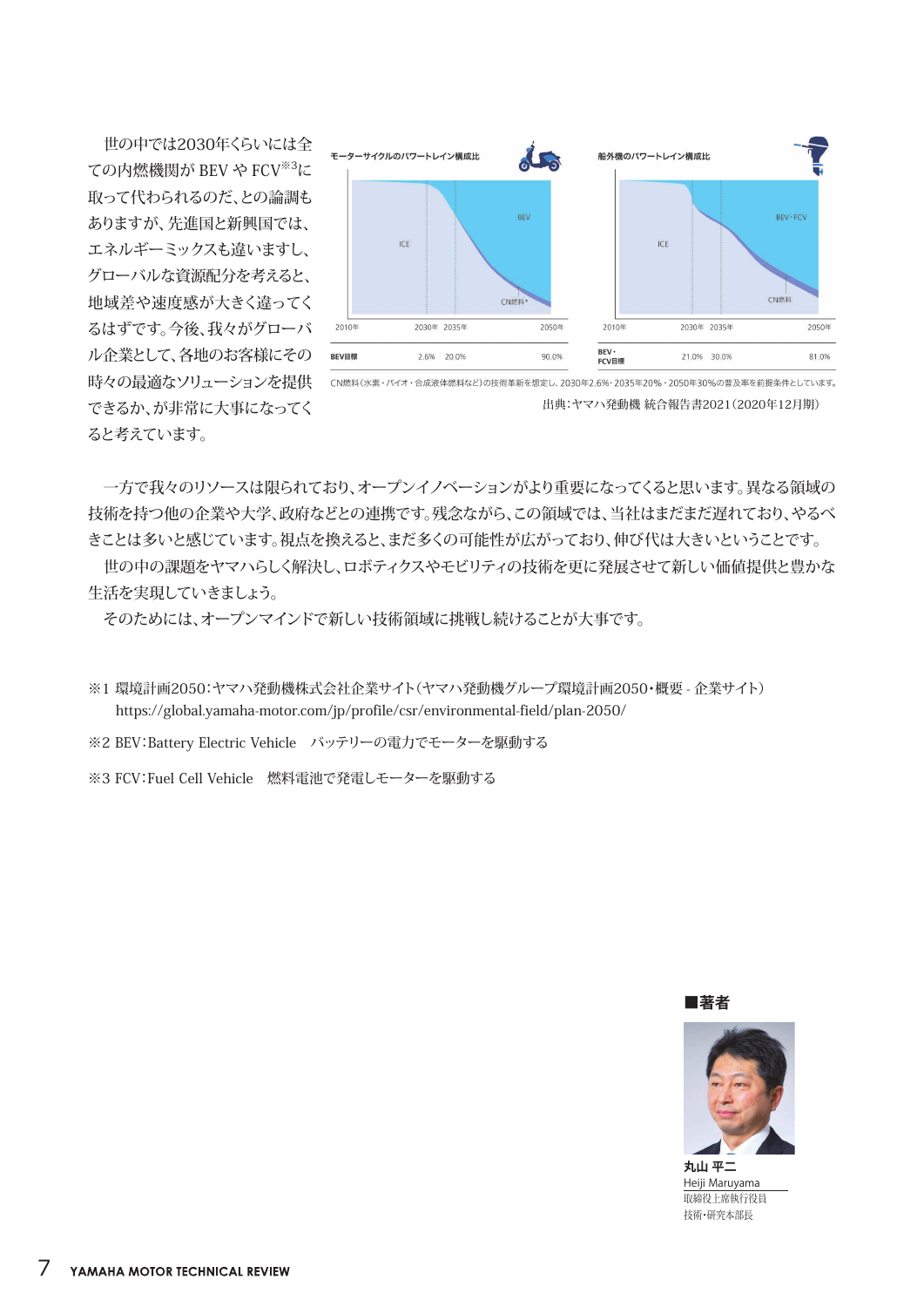世の中では2030年くらいには全ての内燃機関がBEVやFCV※3に取って代わられるのだ、との論調もありますが、先進国と新興国では、エネルギーミックスも違いますし、グローバルな資源配分を考えると、地域差や速度感が大きく違ってくるはずです。今後、我々がグローバル企業として、各地のお客様にその時々の最適なソリューションを提供できるか、が非常に大事になってくると考えています。

モーターサイクルのパワートレイン構成比

ICE
BEV
CN燃料*
2010年 2030年 2035年 2050年
BEV目標 2.6% 20.0% 90.0%

船外機のパワートレイン構成比

ICE
BEV・FCV
CN燃料
2010年 2030年 2035年 2050年
BEV・FCV目標 21.0% 30.0% 81.0%

CN燃料（水素・バイオ・合成液体燃料など）の技術革新を想定し、2030年2.6%・2035年20%・2050年30%の普及率を前提条件としています。

出典：ヤマハ発動機 統合報告書2021（2020年12月期）

一方で我々のリソースは限られており、オープンイノベーションがより重要になってくると思います。異なる領域の技術を持つ他の企業や大学、政府などとの連携です。残念ながら、この領域では、当社はまだまだ遅れており、やるべきことは多いと感じています。視点を換えると、まだ多くの可能性が広がっており、伸び代は大きいということです。

世の中の課題をヤマハらしく解決し、ロボティクスやモビリティの技術を更に発展させて新しい価値提供と豊かな生活を実現していきましょう。

そのためには、オープンマインドで新しい技術領域に挑戦し続けることが大事です。

※1 環境計画2050：ヤマハ発動機株式会社企業サイト（ヤマハ発動機グループ環境計画2050・概要 - 企業サイト）
https://global.yamaha-motor.com/jp/profile/csr/environmental-field/plan-2050/

※2 BEV：Battery Electric Vehicle　バッテリーの電力でモーターを駆動する

※3 FCV：Fuel Cell Vehicle　燃料電池で発電しモーターを駆動する

**■著者**

**丸山 平二**
Heiji Maruyama
取締役上席執行役員
技術・研究本部長